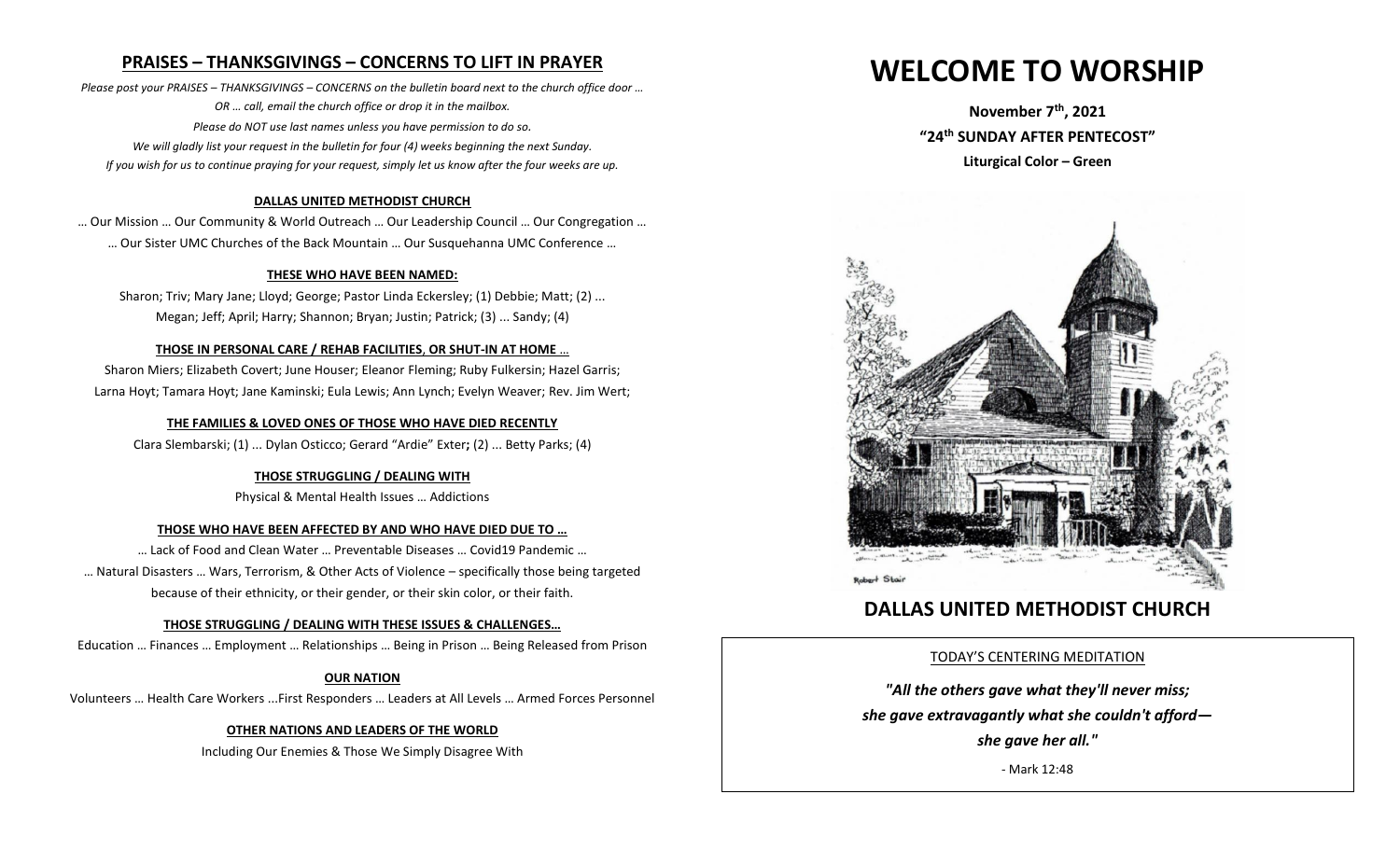## PRAISES – THANKSGIVINGS – CONCERNS TO LIFT IN PRAYER

*Please post your PRAISES – THANKSGIVINGS – CONCERNS on the bulletin board next to the church office door …*
*OR … call, email the church office or drop it in the mailbox.*
*Please do NOT use last names unless you have permission to do so.*
*We will gladly list your request in the bulletin for four (4) weeks beginning the next Sunday.*
*If you wish for us to continue praying for your request, simply let us know after the four weeks are up.*

**DALLAS UNITED METHODIST CHURCH**

… Our Mission … Our Community & World Outreach … Our Leadership Council … Our Congregation …
… Our Sister UMC Churches of the Back Mountain … Our Susquehanna UMC Conference …

**THESE WHO HAVE BEEN NAMED:**

Sharon; Triv; Mary Jane; Lloyd; George; Pastor Linda Eckersley; (1) Debbie; Matt; (2) ...
Megan; Jeff; April; Harry; Shannon; Bryan; Justin; Patrick; (3) ... Sandy; (4)

**THOSE IN PERSONAL CARE / REHAB FACILITIES, OR SHUT-IN AT HOME …**

Sharon Miers; Elizabeth Covert; June Houser; Eleanor Fleming; Ruby Fulkersin; Hazel Garris;
Larna Hoyt; Tamara Hoyt; Jane Kaminski; Eula Lewis; Ann Lynch; Evelyn Weaver; Rev. Jim Wert;

**THE FAMILIES & LOVED ONES OF THOSE WHO HAVE DIED RECENTLY**

Clara Slembarski; (1) ... Dylan Osticco; Gerard "Ardie" Exter; (2) ... Betty Parks; (4)

**THOSE STRUGGLING / DEALING WITH**

Physical & Mental Health Issues … Addictions

**THOSE WHO HAVE BEEN AFFECTED BY AND WHO HAVE DIED DUE TO …**

… Lack of Food and Clean Water … Preventable Diseases … Covid19 Pandemic …
… Natural Disasters … Wars, Terrorism, & Other Acts of Violence – specifically those being targeted because of their ethnicity, or their gender, or their skin color, or their faith.

**THOSE STRUGGLING / DEALING WITH THESE ISSUES & CHALLENGES…**

Education … Finances … Employment … Relationships … Being in Prison … Being Released from Prison

**OUR NATION**

Volunteers … Health Care Workers ...First Responders … Leaders at All Levels … Armed Forces Personnel

**OTHER NATIONS AND LEADERS OF THE WORLD**

Including Our Enemies & Those We Simply Disagree With

# WELCOME TO WORSHIP

**November 7th, 2021**
**"24th SUNDAY AFTER PENTECOST"**
**Liturgical Color – Green**

Robert Stair

## DALLAS UNITED METHODIST CHURCH

TODAY'S CENTERING MEDITATION

***"All the others gave what they'll never miss;***
***she gave extravagantly what she couldn't afford—***
***she gave her all."***

- Mark 12:48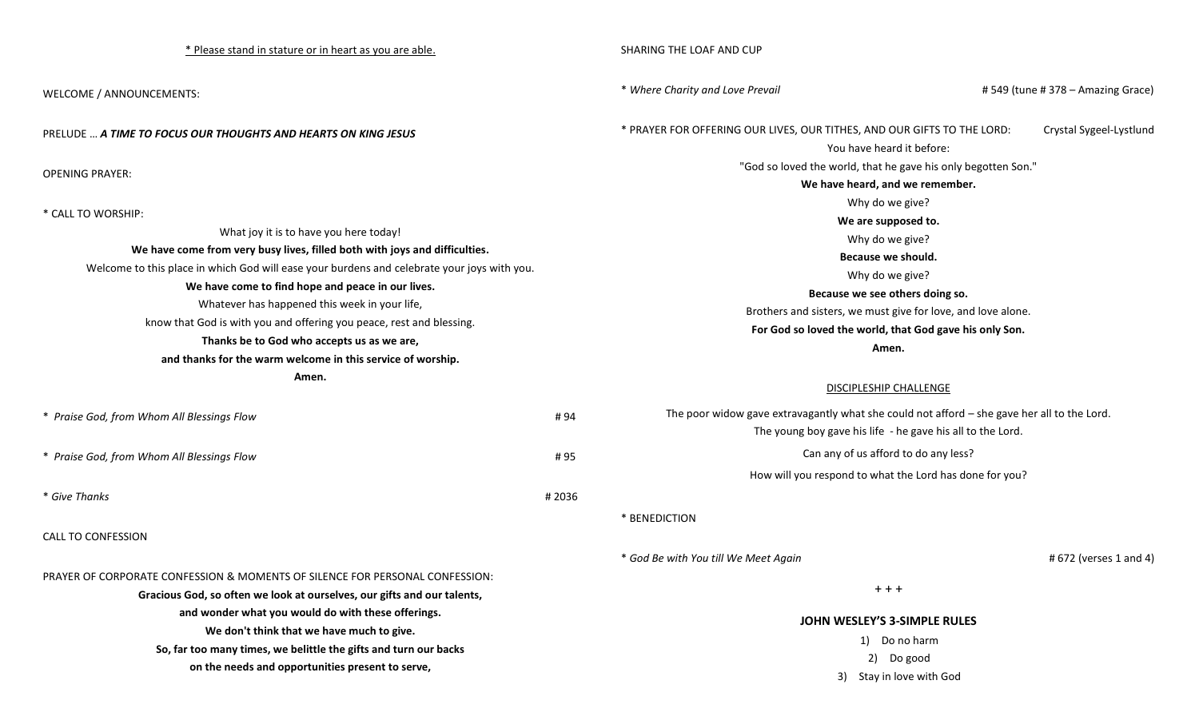<u>* Please stand in stature or in heart as you are able.</u>

WELCOME / ANNOUNCEMENTS:

PRELUDE … ***A TIME TO FOCUS OUR THOUGHTS AND HEARTS ON KING JESUS***

OPENING PRAYER:

* CALL TO WORSHIP:

What joy it is to have you here today!

**We have come from very busy lives, filled both with joys and difficulties.**

Welcome to this place in which God will ease your burdens and celebrate your joys with you.

**We have come to find hope and peace in our lives.**

Whatever has happened this week in your life,
know that God is with you and offering you peace, rest and blessing.

**Thanks be to God who accepts us as we are,**
**and thanks for the warm welcome in this service of worship.**
**Amen.**

* *Praise God, from Whom All Blessings Flow* # 94

* *Praise God, from Whom All Blessings Flow* # 95

* *Give Thanks* # 2036

CALL TO CONFESSION

PRAYER OF CORPORATE CONFESSION & MOMENTS OF SILENCE FOR PERSONAL CONFESSION:

**Gracious God, so often we look at ourselves, our gifts and our talents,**
**and wonder what you would do with these offerings.**
**We don't think that we have much to give.**
**So, far too many times, we belittle the gifts and turn our backs**
**on the needs and opportunities present to serve,**

SHARING THE LOAF AND CUP

* *Where Charity and Love Prevail* # 549 (tune # 378 – Amazing Grace)

* PRAYER FOR OFFERING OUR LIVES, OUR TITHES, AND OUR GIFTS TO THE LORD: Crystal Sygeel-Lystlund

You have heard it before:
"God so loved the world, that he gave his only begotten Son."

**We have heard, and we remember.**

Why do we give?

**We are supposed to.**

Why do we give?

**Because we should.**

Why do we give?

**Because we see others doing so.**

Brothers and sisters, we must give for love, and love alone.

**For God so loved the world, that God gave his only Son.**
**Amen.**

<u>DISCIPLESHIP CHALLENGE</u>

The poor widow gave extravagantly what she could not afford – she gave her all to the Lord.
The young boy gave his life - he gave his all to the Lord.

Can any of us afford to do any less?

How will you respond to what the Lord has done for you?

* BENEDICTION

* *God Be with You till We Meet Again* # 672 (verses 1 and 4)

+ + +

**JOHN WESLEY'S 3-SIMPLE RULES**

1) Do no harm
2) Do good
3) Stay in love with God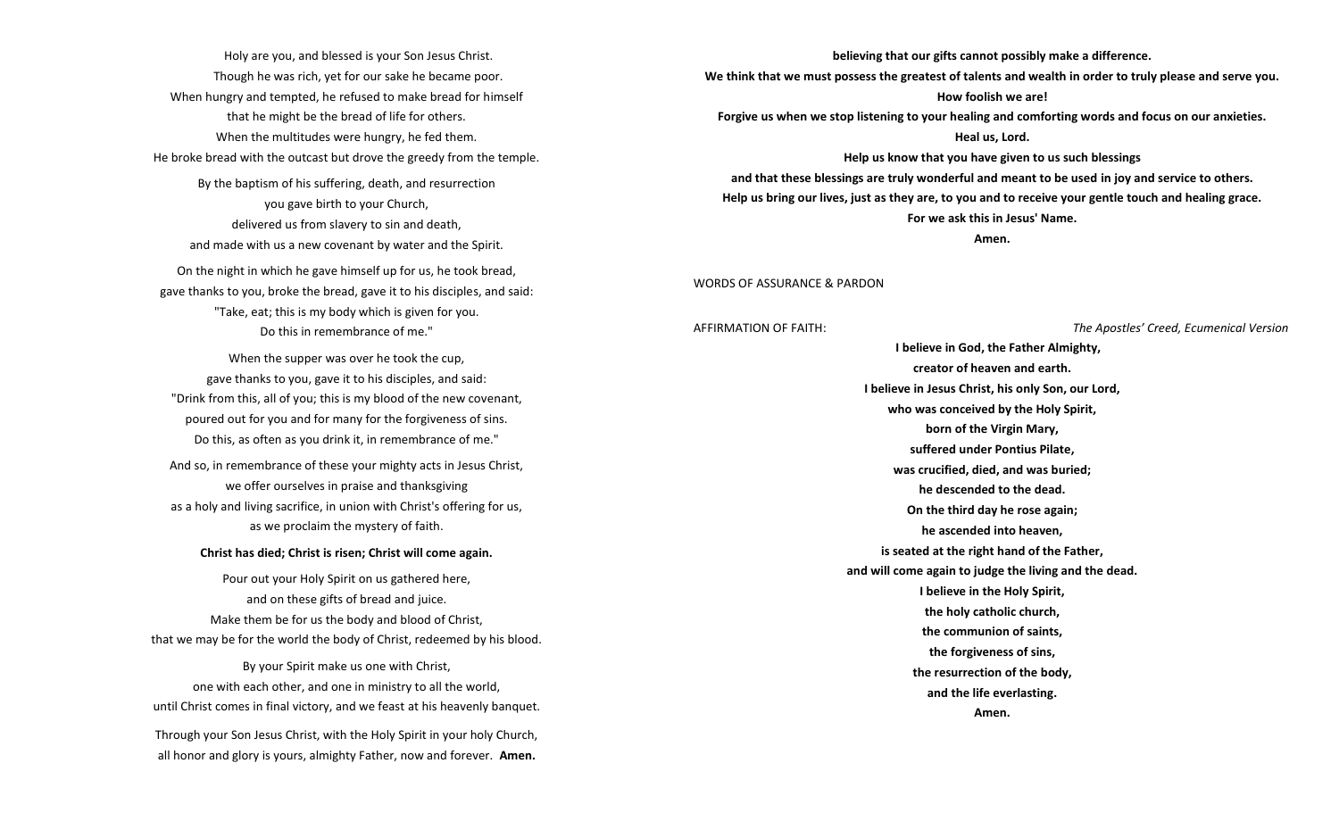Holy are you, and blessed is your Son Jesus Christ.
Though he was rich, yet for our sake he became poor.
When hungry and tempted, he refused to make bread for himself
that he might be the bread of life for others.
When the multitudes were hungry, he fed them.
He broke bread with the outcast but drove the greedy from the temple.

By the baptism of his suffering, death, and resurrection
you gave birth to your Church,
delivered us from slavery to sin and death,
and made with us a new covenant by water and the Spirit.

On the night in which he gave himself up for us, he took bread,
gave thanks to you, broke the bread, gave it to his disciples, and said:
"Take, eat; this is my body which is given for you.
Do this in remembrance of me."

When the supper was over he took the cup,
gave thanks to you, gave it to his disciples, and said:
"Drink from this, all of you; this is my blood of the new covenant,
poured out for you and for many for the forgiveness of sins.
Do this, as often as you drink it, in remembrance of me."

And so, in remembrance of these your mighty acts in Jesus Christ,
we offer ourselves in praise and thanksgiving
as a holy and living sacrifice, in union with Christ's offering for us,
as we proclaim the mystery of faith.

**Christ has died; Christ is risen; Christ will come again.**

Pour out your Holy Spirit on us gathered here,
and on these gifts of bread and juice.
Make them be for us the body and blood of Christ,
that we may be for the world the body of Christ, redeemed by his blood.

By your Spirit make us one with Christ,
one with each other, and one in ministry to all the world,
until Christ comes in final victory, and we feast at his heavenly banquet.

Through your Son Jesus Christ, with the Holy Spirit in your holy Church,
all honor and glory is yours, almighty Father, now and forever. **Amen.**

**believing that our gifts cannot possibly make a difference.**
**We think that we must possess the greatest of talents and wealth in order to truly please and serve you.**
**How foolish we are!**
**Forgive us when we stop listening to your healing and comforting words and focus on our anxieties.**
**Heal us, Lord.**
**Help us know that you have given to us such blessings**
**and that these blessings are truly wonderful and meant to be used in joy and service to others.**
**Help us bring our lives, just as they are, to you and to receive your gentle touch and healing grace.**
**For we ask this in Jesus' Name.**
**Amen.**

WORDS OF ASSURANCE & PARDON

AFFIRMATION OF FAITH: *The Apostles' Creed, Ecumenical Version*

**I believe in God, the Father Almighty,**
**creator of heaven and earth.**
**I believe in Jesus Christ, his only Son, our Lord,**
**who was conceived by the Holy Spirit,**
**born of the Virgin Mary,**
**suffered under Pontius Pilate,**
**was crucified, died, and was buried;**
**he descended to the dead.**
**On the third day he rose again;**
**he ascended into heaven,**
**is seated at the right hand of the Father,**
**and will come again to judge the living and the dead.**
**I believe in the Holy Spirit,**
**the holy catholic church,**
**the communion of saints,**
**the forgiveness of sins,**
**the resurrection of the body,**
**and the life everlasting.**
**Amen.**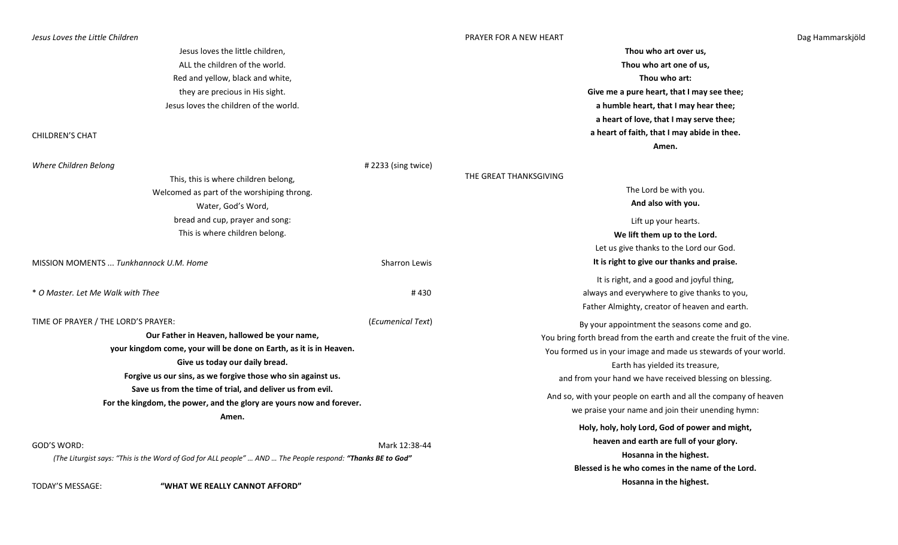*Jesus Loves the Little Children*

Jesus loves the little children,
ALL the children of the world.
Red and yellow, black and white,
they are precious in His sight.
Jesus loves the children of the world.

CHILDREN'S CHAT

*Where Children Belong* # 2233 (sing twice)

This, this is where children belong,
Welcomed as part of the worshiping throng.
Water, God's Word,
bread and cup, prayer and song:
This is where children belong.

MISSION MOMENTS ... *Tunkhannock U.M. Home* Sharron Lewis

\* *O Master. Let Me Walk with Thee* # 430

TIME OF PRAYER / THE LORD'S PRAYER: (*Ecumenical Text*)

**Our Father in Heaven, hallowed be your name,**
**your kingdom come, your will be done on Earth, as it is in Heaven.**
**Give us today our daily bread.**
**Forgive us our sins, as we forgive those who sin against us.**
**Save us from the time of trial, and deliver us from evil.**
**For the kingdom, the power, and the glory are yours now and forever.**
**Amen.**

GOD'S WORD: Mark 12:38-44

*(The Liturgist says: "This is the Word of God for ALL people" … AND … The People respond: **"Thanks BE to God"***

TODAY'S MESSAGE: **"WHAT WE REALLY CANNOT AFFORD"**

PRAYER FOR A NEW HEART Dag Hammarskjöld

**Thou who art over us,**
**Thou who art one of us,**
**Thou who art:**
**Give me a pure heart, that I may see thee;**
**a humble heart, that I may hear thee;**
**a heart of love, that I may serve thee;**
**a heart of faith, that I may abide in thee.**
**Amen.**

THE GREAT THANKSGIVING

The Lord be with you.
**And also with you.**

Lift up your hearts.
**We lift them up to the Lord.**
Let us give thanks to the Lord our God.
**It is right to give our thanks and praise.**

It is right, and a good and joyful thing,
always and everywhere to give thanks to you,
Father Almighty, creator of heaven and earth.

By your appointment the seasons come and go.
You bring forth bread from the earth and create the fruit of the vine.
You formed us in your image and made us stewards of your world.
Earth has yielded its treasure,
and from your hand we have received blessing on blessing.

And so, with your people on earth and all the company of heaven
we praise your name and join their unending hymn:

**Holy, holy, holy Lord, God of power and might,**
**heaven and earth are full of your glory.**
**Hosanna in the highest.**
**Blessed is he who comes in the name of the Lord.**
**Hosanna in the highest.**